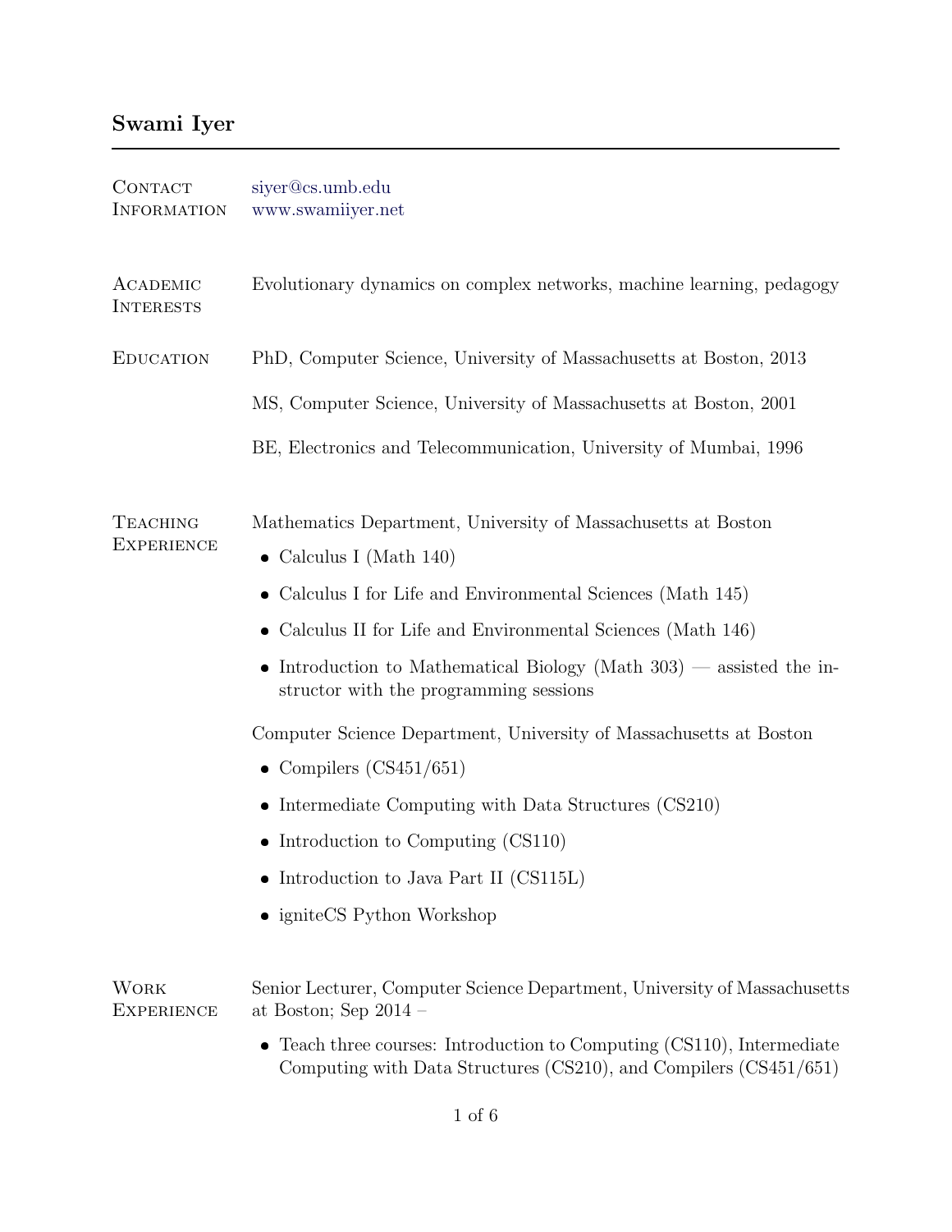# Swami Iyer

## Contact Information

siyer@cs.umb.edu
www.swamiiyer.net

## Academic Interests

Evolutionary dynamics on complex networks, machine learning, pedagogy

## Education

PhD, Computer Science, University of Massachusetts at Boston, 2013

MS, Computer Science, University of Massachusetts at Boston, 2001

BE, Electronics and Telecommunication, University of Mumbai, 1996

## Teaching Experience

Mathematics Department, University of Massachusetts at Boston

- Calculus I (Math 140)
- Calculus I for Life and Environmental Sciences (Math 145)
- Calculus II for Life and Environmental Sciences (Math 146)
- Introduction to Mathematical Biology (Math 303) — assisted the instructor with the programming sessions

Computer Science Department, University of Massachusetts at Boston

- Compilers (CS451/651)
- Intermediate Computing with Data Structures (CS210)
- Introduction to Computing (CS110)
- Introduction to Java Part II (CS115L)
- igniteCS Python Workshop

## Work Experience

Senior Lecturer, Computer Science Department, University of Massachusetts at Boston; Sep 2014 –

- Teach three courses: Introduction to Computing (CS110), Intermediate Computing with Data Structures (CS210), and Compilers (CS451/651)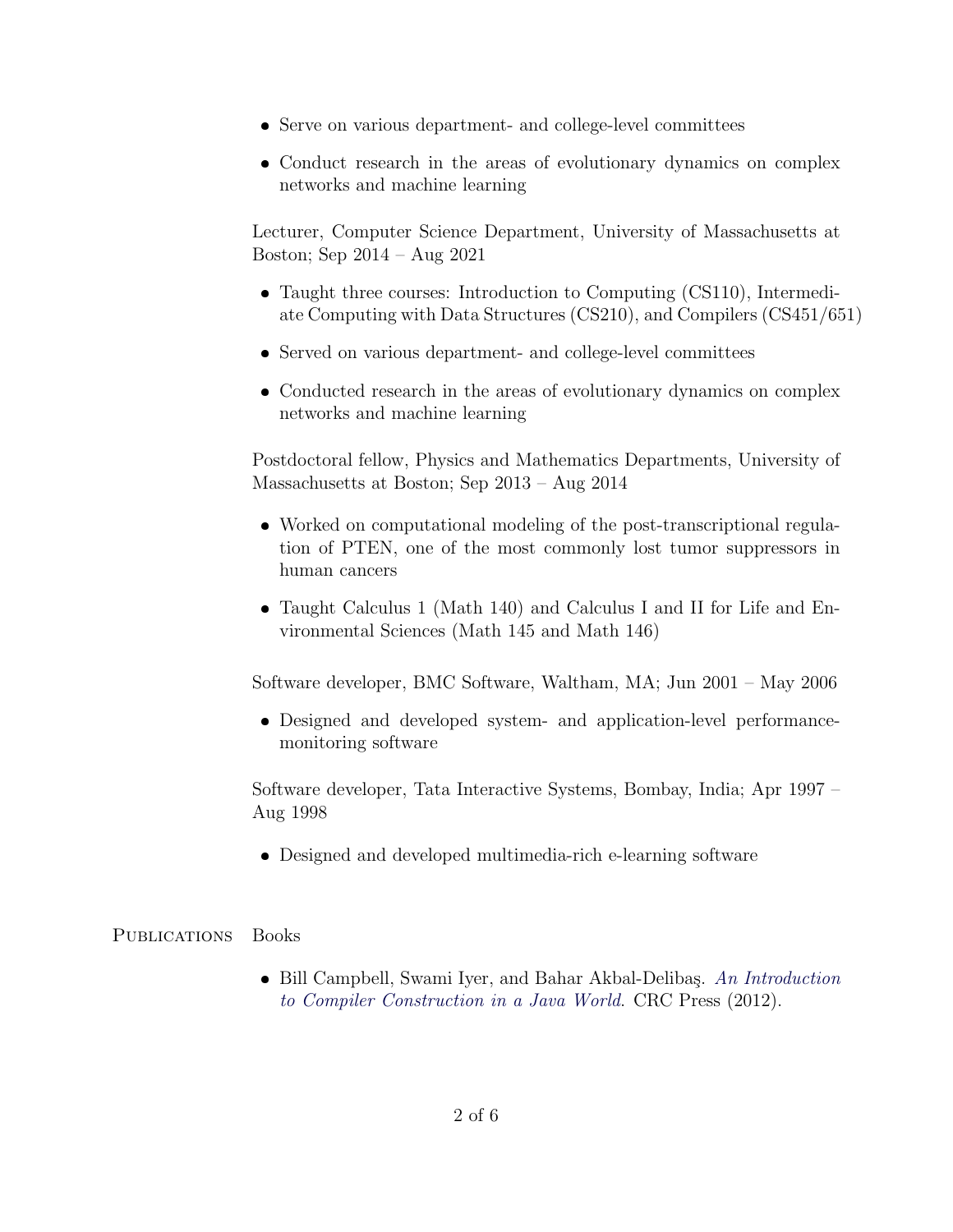- Serve on various department- and college-level committees
- Conduct research in the areas of evolutionary dynamics on complex networks and machine learning

Lecturer, Computer Science Department, University of Massachusetts at Boston; Sep 2014 – Aug 2021

- Taught three courses: Introduction to Computing (CS110), Intermediate Computing with Data Structures (CS210), and Compilers (CS451/651)
- Served on various department- and college-level committees
- Conducted research in the areas of evolutionary dynamics on complex networks and machine learning

Postdoctoral fellow, Physics and Mathematics Departments, University of Massachusetts at Boston; Sep 2013 – Aug 2014

- Worked on computational modeling of the post-transcriptional regulation of PTEN, one of the most commonly lost tumor suppressors in human cancers
- Taught Calculus 1 (Math 140) and Calculus I and II for Life and Environmental Sciences (Math 145 and Math 146)

Software developer, BMC Software, Waltham, MA; Jun 2001 – May 2006

- Designed and developed system- and application-level performance-monitoring software

Software developer, Tata Interactive Systems, Bombay, India; Apr 1997 – Aug 1998

- Designed and developed multimedia-rich e-learning software

## Publications

Books

- Bill Campbell, Swami Iyer, and Bahar Akbal-Delibaş. *An Introduction to Compiler Construction in a Java World*. CRC Press (2012).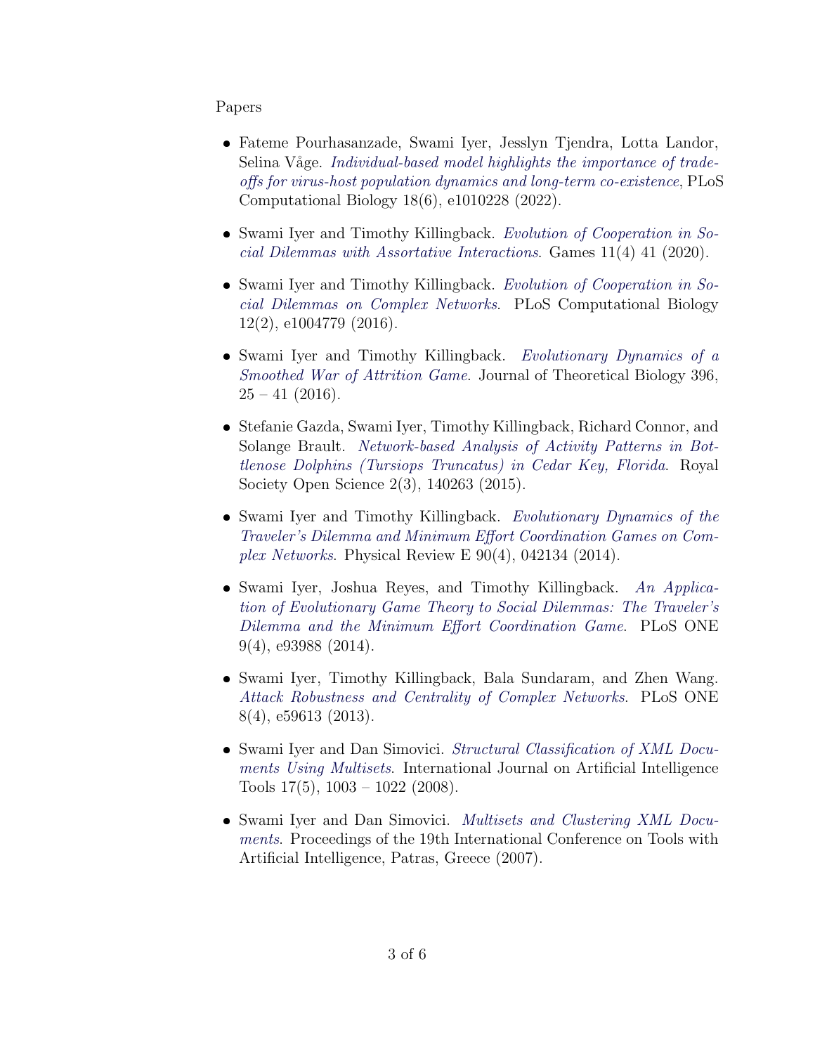Papers

- Fateme Pourhasanzade, Swami Iyer, Jesslyn Tjendra, Lotta Landor, Selina Våge. *Individual-based model highlights the importance of trade-offs for virus-host population dynamics and long-term co-existence*, PLoS Computational Biology 18(6), e1010228 (2022).

- Swami Iyer and Timothy Killingback. *Evolution of Cooperation in Social Dilemmas with Assortative Interactions*. Games 11(4) 41 (2020).

- Swami Iyer and Timothy Killingback. *Evolution of Cooperation in Social Dilemmas on Complex Networks*. PLoS Computational Biology 12(2), e1004779 (2016).

- Swami Iyer and Timothy Killingback. *Evolutionary Dynamics of a Smoothed War of Attrition Game*. Journal of Theoretical Biology 396, 25 – 41 (2016).

- Stefanie Gazda, Swami Iyer, Timothy Killingback, Richard Connor, and Solange Brault. *Network-based Analysis of Activity Patterns in Bottlenose Dolphins (Tursiops Truncatus) in Cedar Key, Florida*. Royal Society Open Science 2(3), 140263 (2015).

- Swami Iyer and Timothy Killingback. *Evolutionary Dynamics of the Traveler's Dilemma and Minimum Effort Coordination Games on Complex Networks*. Physical Review E 90(4), 042134 (2014).

- Swami Iyer, Joshua Reyes, and Timothy Killingback. *An Application of Evolutionary Game Theory to Social Dilemmas: The Traveler's Dilemma and the Minimum Effort Coordination Game*. PLoS ONE 9(4), e93988 (2014).

- Swami Iyer, Timothy Killingback, Bala Sundaram, and Zhen Wang. *Attack Robustness and Centrality of Complex Networks*. PLoS ONE 8(4), e59613 (2013).

- Swami Iyer and Dan Simovici. *Structural Classification of XML Documents Using Multisets*. International Journal on Artificial Intelligence Tools 17(5), 1003 – 1022 (2008).

- Swami Iyer and Dan Simovici. *Multisets and Clustering XML Documents*. Proceedings of the 19th International Conference on Tools with Artificial Intelligence, Patras, Greece (2007).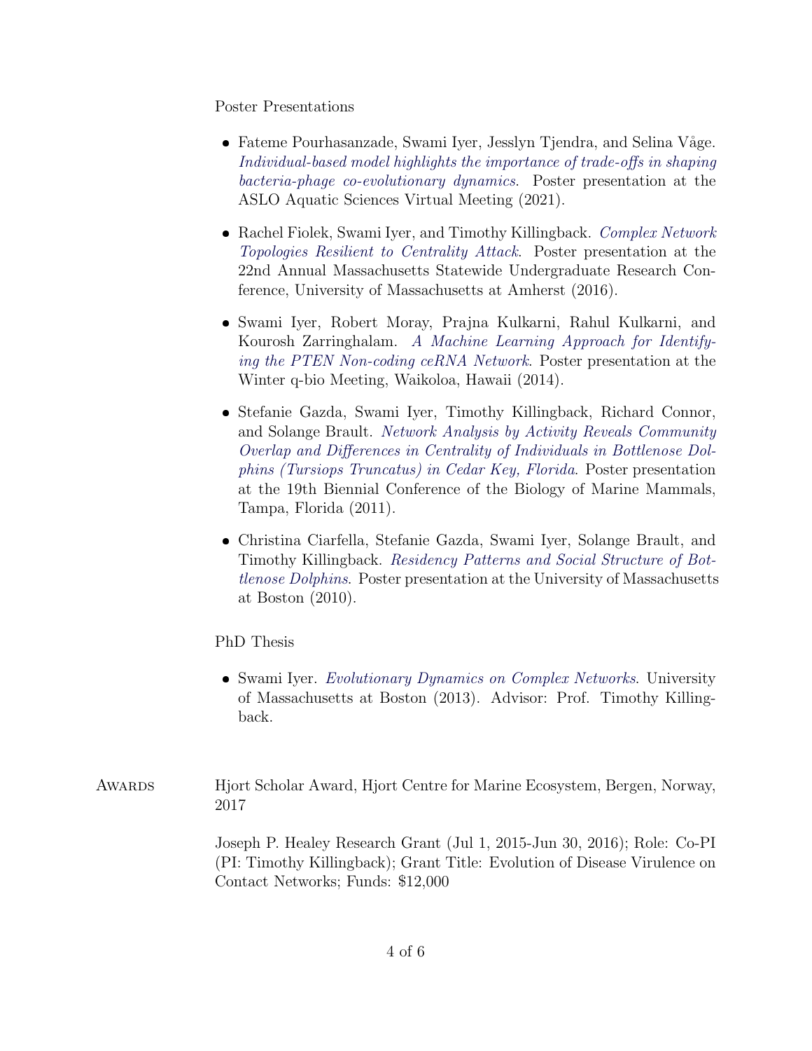### Poster Presentations

- Fateme Pourhasanzade, Swami Iyer, Jesslyn Tjendra, and Selina Våge. *Individual-based model highlights the importance of trade-offs in shaping bacteria-phage co-evolutionary dynamics*. Poster presentation at the ASLO Aquatic Sciences Virtual Meeting (2021).

- Rachel Fiolek, Swami Iyer, and Timothy Killingback. *Complex Network Topologies Resilient to Centrality Attack*. Poster presentation at the 22nd Annual Massachusetts Statewide Undergraduate Research Conference, University of Massachusetts at Amherst (2016).

- Swami Iyer, Robert Moray, Prajna Kulkarni, Rahul Kulkarni, and Kourosh Zarringhalam. *A Machine Learning Approach for Identifying the PTEN Non-coding ceRNA Network*. Poster presentation at the Winter q-bio Meeting, Waikoloa, Hawaii (2014).

- Stefanie Gazda, Swami Iyer, Timothy Killingback, Richard Connor, and Solange Brault. *Network Analysis by Activity Reveals Community Overlap and Differences in Centrality of Individuals in Bottlenose Dolphins (Tursiops Truncatus) in Cedar Key, Florida*. Poster presentation at the 19th Biennial Conference of the Biology of Marine Mammals, Tampa, Florida (2011).

- Christina Ciarfella, Stefanie Gazda, Swami Iyer, Solange Brault, and Timothy Killingback. *Residency Patterns and Social Structure of Bottlenose Dolphins*. Poster presentation at the University of Massachusetts at Boston (2010).

### PhD Thesis

- Swami Iyer. *Evolutionary Dynamics on Complex Networks*. University of Massachusetts at Boston (2013). Advisor: Prof. Timothy Killingback.

## Awards

Hjort Scholar Award, Hjort Centre for Marine Ecosystem, Bergen, Norway, 2017

Joseph P. Healey Research Grant (Jul 1, 2015-Jun 30, 2016); Role: Co-PI (PI: Timothy Killingback); Grant Title: Evolution of Disease Virulence on Contact Networks; Funds: $12,000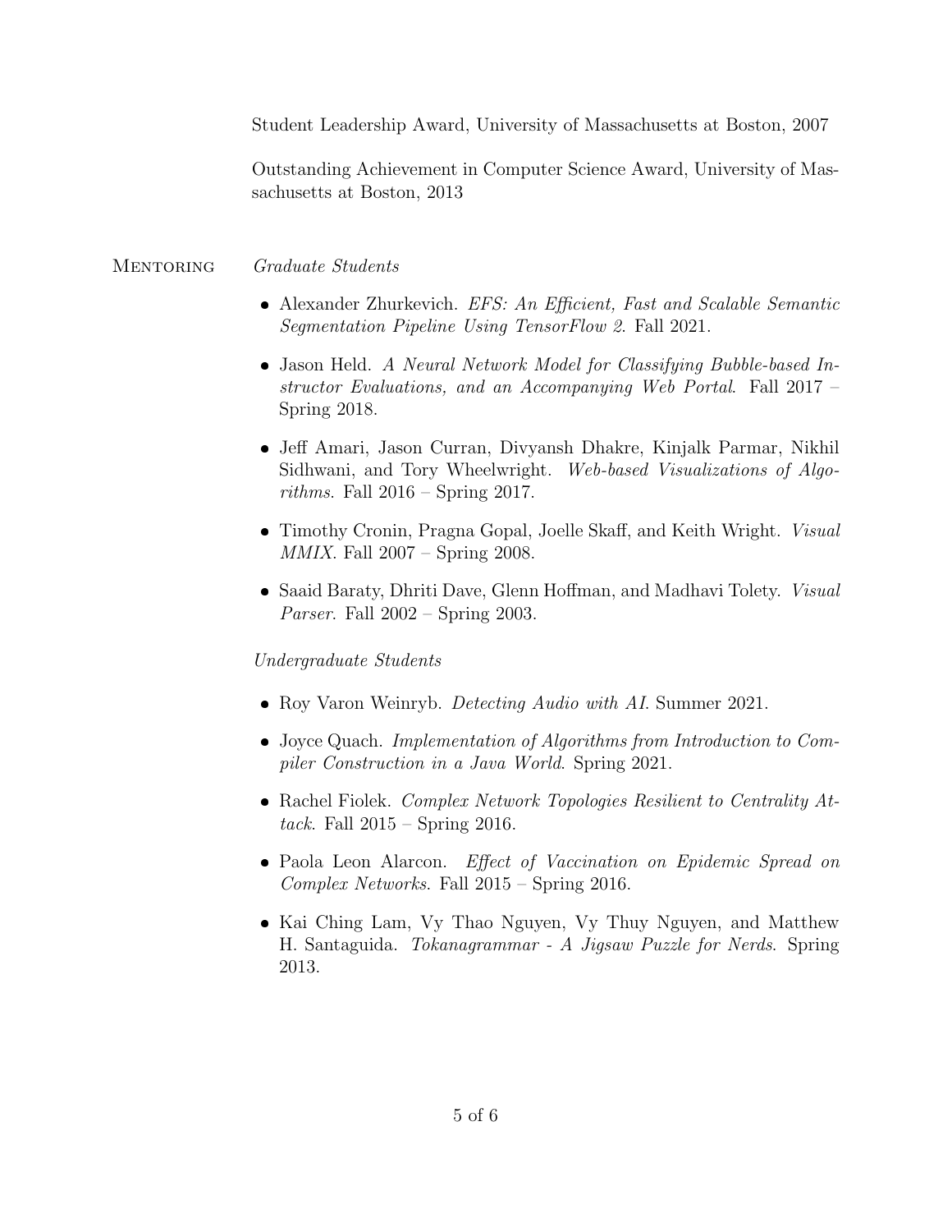Student Leadership Award, University of Massachusetts at Boston, 2007

Outstanding Achievement in Computer Science Award, University of Massachusetts at Boston, 2013

## Mentoring

*Graduate Students*

- Alexander Zhurkevich. *EFS: An Efficient, Fast and Scalable Semantic Segmentation Pipeline Using TensorFlow 2*. Fall 2021.
- Jason Held. *A Neural Network Model for Classifying Bubble-based Instructor Evaluations, and an Accompanying Web Portal*. Fall 2017 – Spring 2018.
- Jeff Amari, Jason Curran, Divyansh Dhakre, Kinjalk Parmar, Nikhil Sidhwani, and Tory Wheelwright. *Web-based Visualizations of Algorithms*. Fall 2016 – Spring 2017.
- Timothy Cronin, Pragna Gopal, Joelle Skaff, and Keith Wright. *Visual MMIX*. Fall 2007 – Spring 2008.
- Saaid Baraty, Dhriti Dave, Glenn Hoffman, and Madhavi Tolety. *Visual Parser*. Fall 2002 – Spring 2003.

*Undergraduate Students*

- Roy Varon Weinryb. *Detecting Audio with AI*. Summer 2021.
- Joyce Quach. *Implementation of Algorithms from Introduction to Compiler Construction in a Java World*. Spring 2021.
- Rachel Fiolek. *Complex Network Topologies Resilient to Centrality Attack*. Fall 2015 – Spring 2016.
- Paola Leon Alarcon. *Effect of Vaccination on Epidemic Spread on Complex Networks*. Fall 2015 – Spring 2016.
- Kai Ching Lam, Vy Thao Nguyen, Vy Thuy Nguyen, and Matthew H. Santaguida. *Tokanagrammar - A Jigsaw Puzzle for Nerds*. Spring 2013.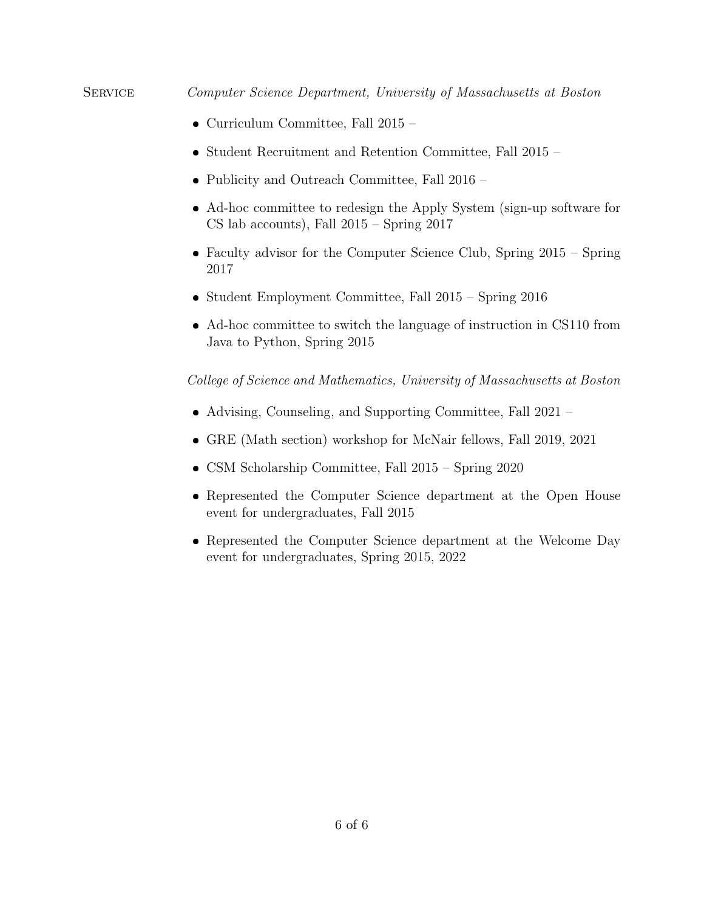## Service

*Computer Science Department, University of Massachusetts at Boston*

- Curriculum Committee, Fall 2015 –
- Student Recruitment and Retention Committee, Fall 2015 –
- Publicity and Outreach Committee, Fall 2016 –
- Ad-hoc committee to redesign the Apply System (sign-up software for CS lab accounts), Fall 2015 – Spring 2017
- Faculty advisor for the Computer Science Club, Spring 2015 – Spring 2017
- Student Employment Committee, Fall 2015 – Spring 2016
- Ad-hoc committee to switch the language of instruction in CS110 from Java to Python, Spring 2015

*College of Science and Mathematics, University of Massachusetts at Boston*

- Advising, Counseling, and Supporting Committee, Fall 2021 –
- GRE (Math section) workshop for McNair fellows, Fall 2019, 2021
- CSM Scholarship Committee, Fall 2015 – Spring 2020
- Represented the Computer Science department at the Open House event for undergraduates, Fall 2015
- Represented the Computer Science department at the Welcome Day event for undergraduates, Spring 2015, 2022